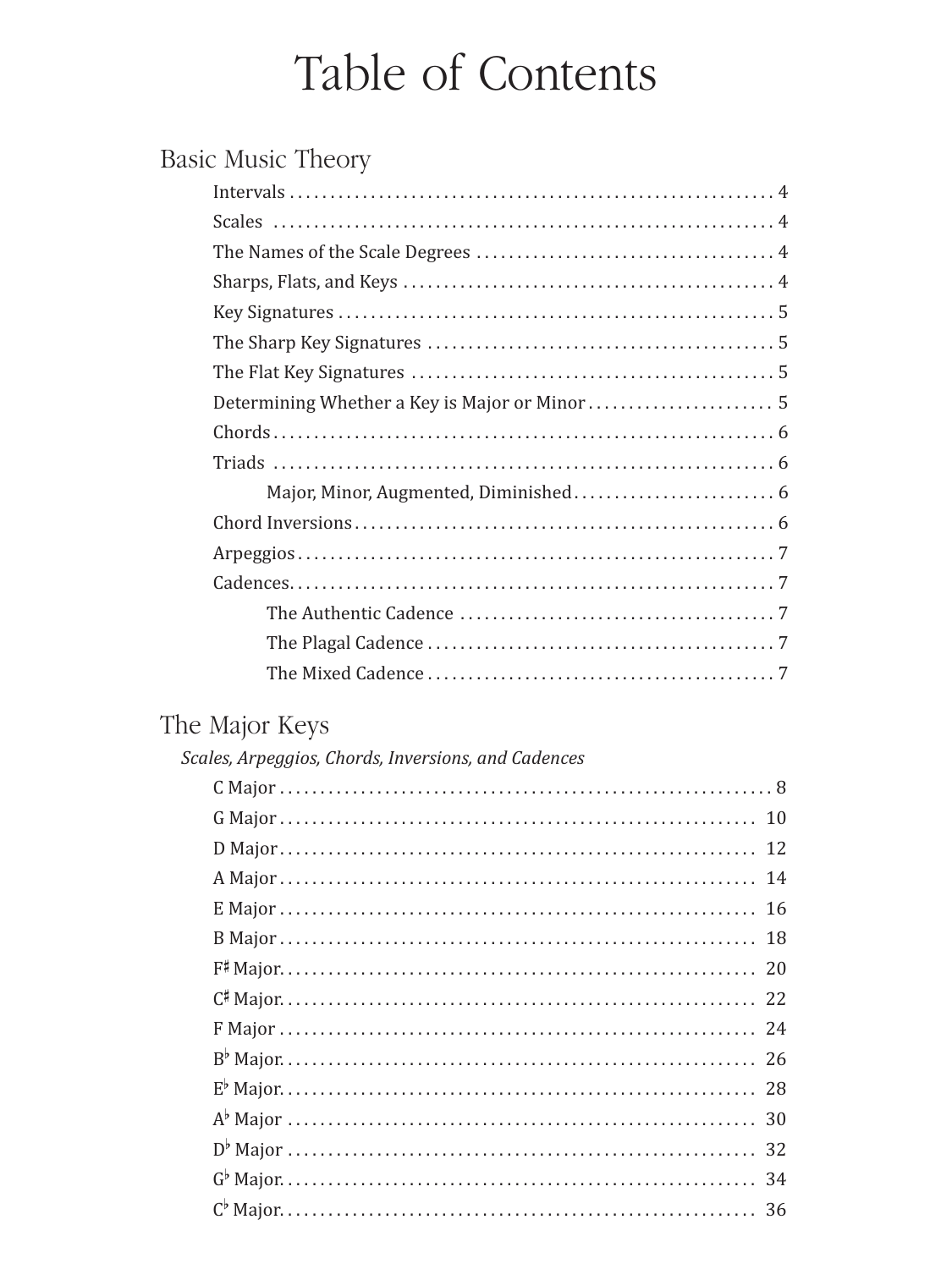# Table of Contents

## Basic Music Theory

- Intervals . . . . . . . . . . 4
- Scales . . . . . . . . . . 4
- The Names of the Scale Degrees . . . . . . . . . . 4
- Sharps, Flats, and Keys . . . . . . . . . . 4
- Key Signatures . . . . . . . . . . 5
- The Sharp Key Signatures . . . . . . . . . . 5
- The Flat Key Signatures . . . . . . . . . . 5
- Determining Whether a Key is Major or Minor . . . . . . . . . . 5
- Chords . . . . . . . . . . 6
- Triads . . . . . . . . . . 6
  - Major, Minor, Augmented, Diminished . . . . . . . . . . 6
- Chord Inversions . . . . . . . . . . 6
- Arpeggios . . . . . . . . . . 7
- Cadences . . . . . . . . . . 7
  - The Authentic Cadence . . . . . . . . . . 7
  - The Plagal Cadence . . . . . . . . . . 7
  - The Mixed Cadence . . . . . . . . . . 7

## The Major Keys

*Scales, Arpeggios, Chords, Inversions, and Cadences*

- C Major . . . . . . . . . . 8
- G Major . . . . . . . . . . 10
- D Major . . . . . . . . . . 12
- A Major . . . . . . . . . . 14
- E Major . . . . . . . . . . 16
- B Major . . . . . . . . . . 18
- F♯ Major . . . . . . . . . . 20
- C♯ Major . . . . . . . . . . 22
- F Major . . . . . . . . . . 24
- B♭ Major . . . . . . . . . . 26
- E♭ Major . . . . . . . . . . 28
- A♭ Major . . . . . . . . . . 30
- D♭ Major . . . . . . . . . . 32
- G♭ Major . . . . . . . . . . 34
- C♭ Major . . . . . . . . . . 36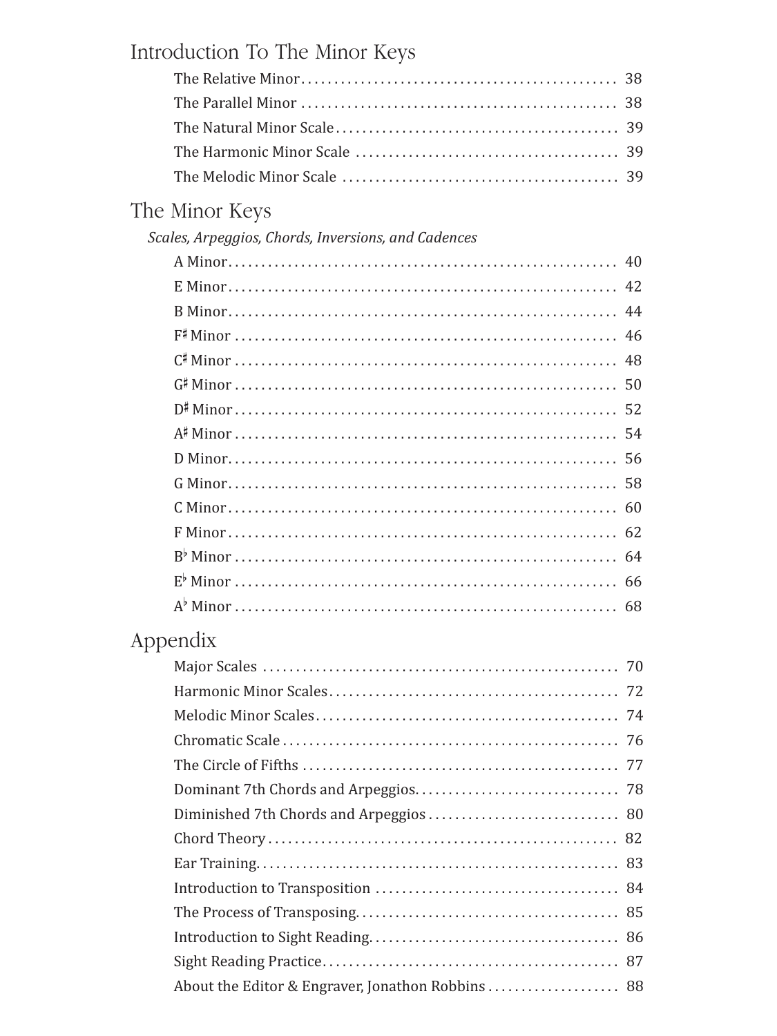## Introduction To The Minor Keys

The Relative Minor ............................................. 38
The Parallel Minor ............................................. 38
The Natural Minor Scale ......................................... 39
The Harmonic Minor Scale ....................................... 39
The Melodic Minor Scale ......................................... 39

## The Minor Keys

*Scales, Arpeggios, Chords, Inversions, and Cadences*

A Minor ......................................................... 40
E Minor ......................................................... 42
B Minor ......................................................... 44
F♯ Minor ........................................................ 46
C♯ Minor ........................................................ 48
G♯ Minor ........................................................ 50
D♯ Minor ........................................................ 52
A♯ Minor ........................................................ 54
D Minor ......................................................... 56
G Minor ......................................................... 58
C Minor ......................................................... 60
F Minor ......................................................... 62
B♭ Minor ........................................................ 64
E♭ Minor ........................................................ 66
A♭ Minor ........................................................ 68

## Appendix

Major Scales .................................................... 70
Harmonic Minor Scales ........................................... 72
Melodic Minor Scales ............................................ 74
Chromatic Scale ................................................. 76
The Circle of Fifths ............................................. 77
Dominant 7th Chords and Arpeggios ............................. 78
Diminished 7th Chords and Arpeggios ............................ 80
Chord Theory .................................................... 82
Ear Training ..................................................... 83
Introduction to Transposition ................................... 84
The Process of Transposing ...................................... 85
Introduction to Sight Reading .................................... 86
Sight Reading Practice ........................................... 87
About the Editor & Engraver, Jonathon Robbins .................. 88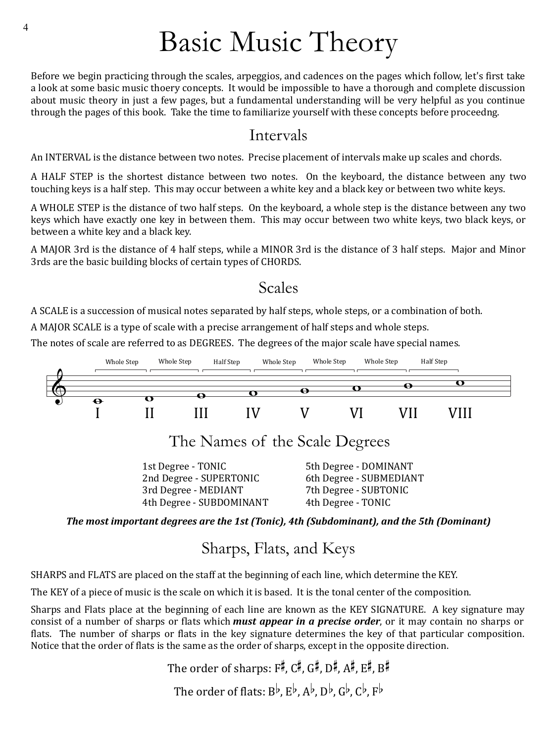# Basic Music Theory

Before we begin practicing through the scales, arpeggios, and cadences on the pages which follow, let's first take a look at some basic music thoery concepts. It would be impossible to have a thorough and complete discussion about music theory in just a few pages, but a fundamental understanding will be very helpful as you continue through the pages of this book. Take the time to familiarize yourself with these concepts before proceedng.

## Intervals

An INTERVAL is the distance between two notes. Precise placement of intervals make up scales and chords.

A HALF STEP is the shortest distance between two notes. On the keyboard, the distance between any two touching keys is a half step. This may occur between a white key and a black key or between two white keys.

A WHOLE STEP is the distance of two half steps. On the keyboard, a whole step is the distance between any two keys which have exactly one key in between them. This may occur between two white keys, two black keys, or between a white key and a black key.

A MAJOR 3rd is the distance of 4 half steps, while a MINOR 3rd is the distance of 3 half steps. Major and Minor 3rds are the basic building blocks of certain types of CHORDS.

## Scales

A SCALE is a succession of musical notes separated by half steps, whole steps, or a combination of both.

A MAJOR SCALE is a type of scale with a precise arrangement of half steps and whole steps.

The notes of scale are referred to as DEGREES. The degrees of the major scale have special names.

Whole Step — Whole Step — Half Step — Whole Step — Whole Step — Whole Step — Half Step

I II III IV V VI VII VIII

## The Names of the Scale Degrees

1st Degree - TONIC
2nd Degree - SUPERTONIC
3rd Degree - MEDIANT
4th Degree - SUBDOMINANT
5th Degree - DOMINANT
6th Degree - SUBMEDIANT
7th Degree - SUBTONIC
4th Degree - TONIC

***The most important degrees are the 1st (Tonic), 4th (Subdominant), and the 5th (Dominant)***

## Sharps, Flats, and Keys

SHARPS and FLATS are placed on the staff at the beginning of each line, which determine the KEY.

The KEY of a piece of music is the scale on which it is based. It is the tonal center of the composition.

Sharps and Flats place at the beginning of each line are known as the KEY SIGNATURE. A key signature may consist of a number of sharps or flats which ***must appear in a precise order***, or it may contain no sharps or flats. The number of sharps or flats in the key signature determines the key of that particular composition. Notice that the order of flats is the same as the order of sharps, except in the opposite direction.

The order of sharps: F♯, C♯, G♯, D♯, A♯, E♯, B♯

The order of flats: B♭, E♭, A♭, D♭, G♭, C♭, F♭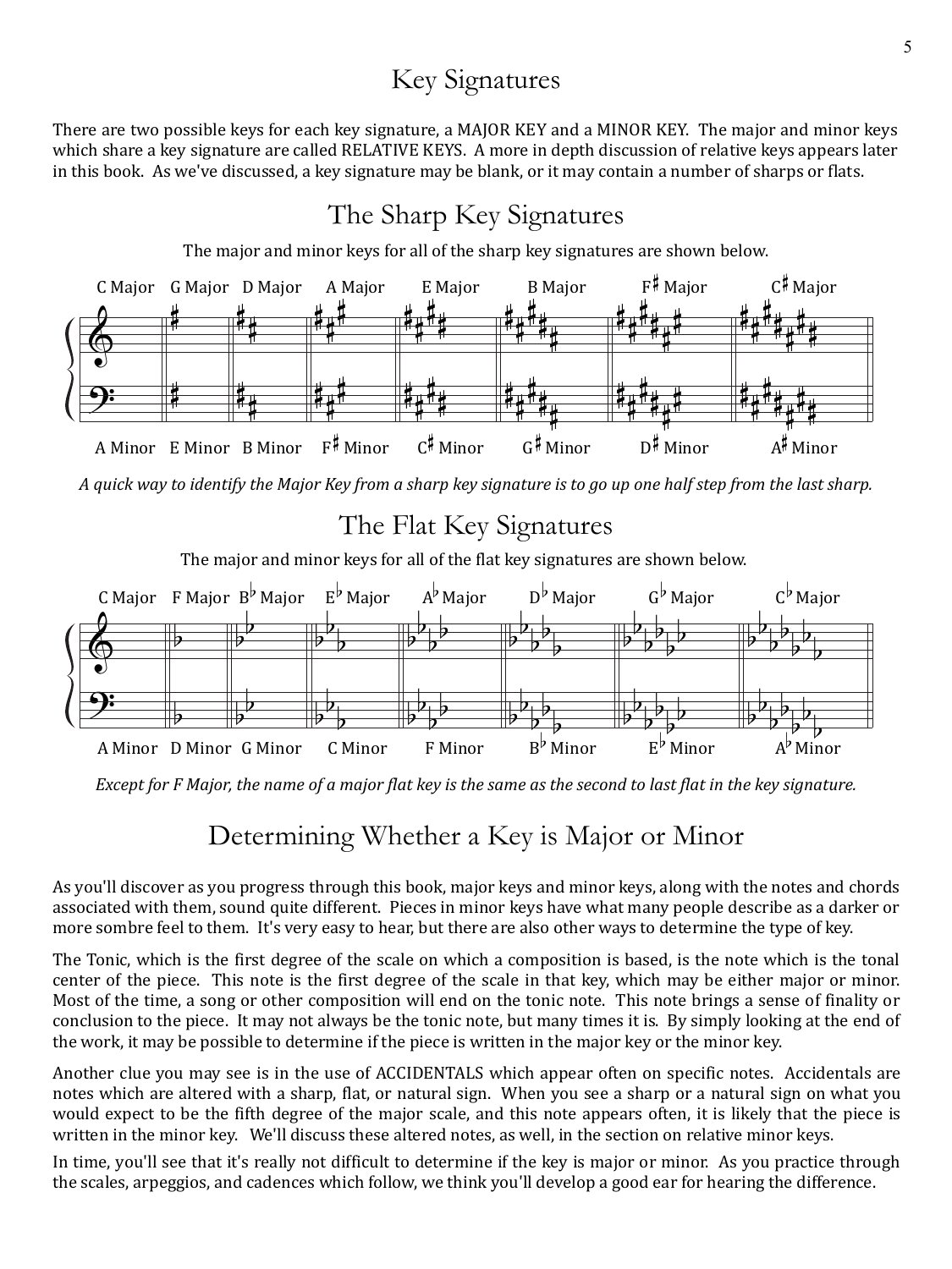# Key Signatures

There are two possible keys for each key signature, a MAJOR KEY and a MINOR KEY. The major and minor keys which share a key signature are called RELATIVE KEYS. A more in depth discussion of relative keys appears later in this book. As we've discussed, a key signature may be blank, or it may contain a number of sharps or flats.

## The Sharp Key Signatures

The major and minor keys for all of the sharp key signatures are shown below.

C Major G Major D Major A Major E Major B Major F♯ Major C♯ Major

A Minor E Minor B Minor F♯ Minor C♯ Minor G♯ Minor D♯ Minor A♯ Minor

*A quick way to identify the Major Key from a sharp key signature is to go up one half step from the last sharp.*

## The Flat Key Signatures

The major and minor keys for all of the flat key signatures are shown below.

C Major F Major B♭ Major E♭ Major A♭ Major D♭ Major G♭ Major C♭ Major

A Minor D Minor G Minor C Minor F Minor B♭ Minor E♭ Minor A♭ Minor

*Except for F Major, the name of a major flat key is the same as the second to last flat in the key signature.*

# Determining Whether a Key is Major or Minor

As you'll discover as you progress through this book, major keys and minor keys, along with the notes and chords associated with them, sound quite different. Pieces in minor keys have what many people describe as a darker or more sombre feel to them. It's very easy to hear, but there are also other ways to determine the type of key.

The Tonic, which is the first degree of the scale on which a composition is based, is the note which is the tonal center of the piece. This note is the first degree of the scale in that key, which may be either major or minor. Most of the time, a song or other composition will end on the tonic note. This note brings a sense of finality or conclusion to the piece. It may not always be the tonic note, but many times it is. By simply looking at the end of the work, it may be possible to determine if the piece is written in the major key or the minor key.

Another clue you may see is in the use of ACCIDENTALS which appear often on specific notes. Accidentals are notes which are altered with a sharp, flat, or natural sign. When you see a sharp or a natural sign on what you would expect to be the fifth degree of the major scale, and this note appears often, it is likely that the piece is written in the minor key. We'll discuss these altered notes, as well, in the section on relative minor keys.

In time, you'll see that it's really not difficult to determine if the key is major or minor. As you practice through the scales, arpeggios, and cadences which follow, we think you'll develop a good ear for hearing the difference.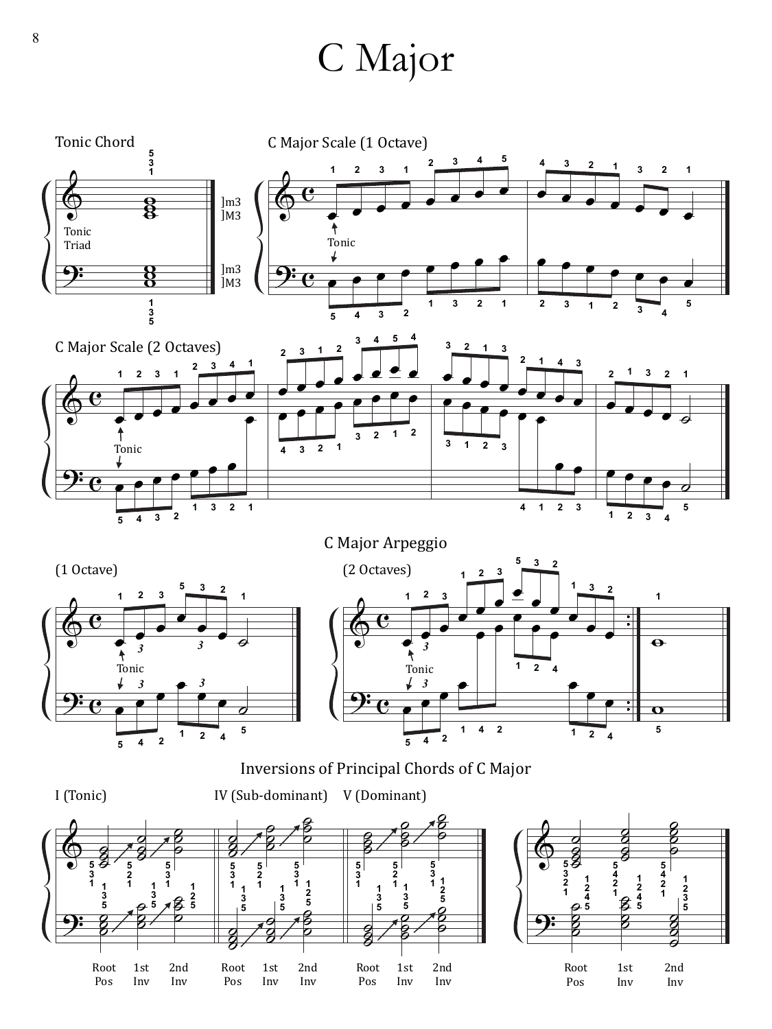# C Major

Tonic Chord

Tonic Triad

]m3
]M3

C Major Scale (1 Octave)

Tonic

C Major Scale (2 Octaves)

Tonic

## C Major Arpeggio

(1 Octave)

Tonic

(2 Octaves)

Tonic

## Inversions of Principal Chords of C Major

I (Tonic)

IV (Sub-dominant)

V (Dominant)

Root Pos　1st Inv　2nd Inv

Root Pos　1st Inv　2nd Inv

Root Pos　1st Inv　2nd Inv

Root Pos　1st Inv　2nd Inv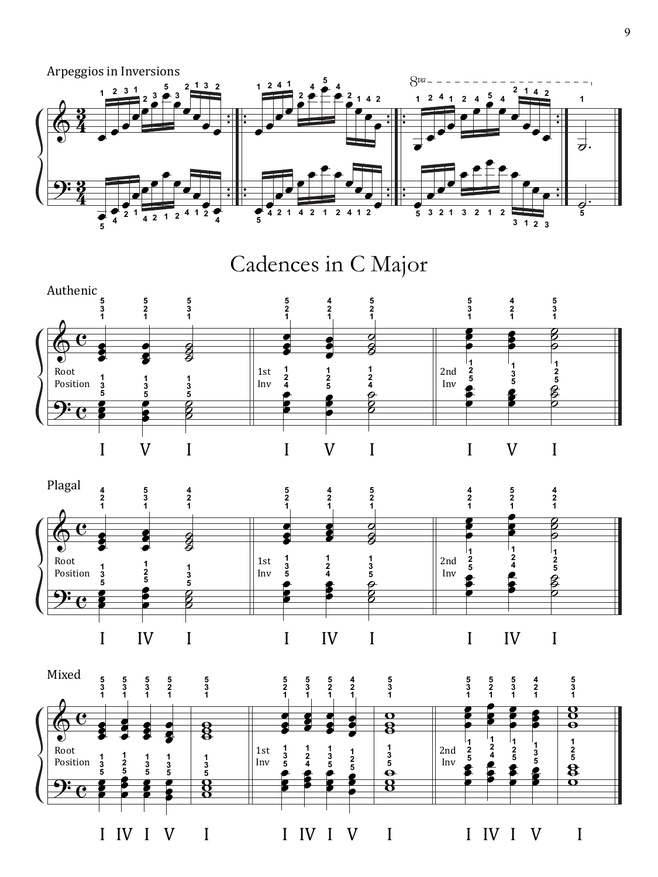Arpeggios in Inversions

# Cadences in C Major

Authenic

Root Position

1st Inv

2nd Inv

I V I

I V I

I V I

Plagal

Root Position

1st Inv

2nd Inv

I IV I

I IV I

I IV I

Mixed

Root Position

1st Inv

2nd Inv

I IV I V I

I IV I V I

I IV I V I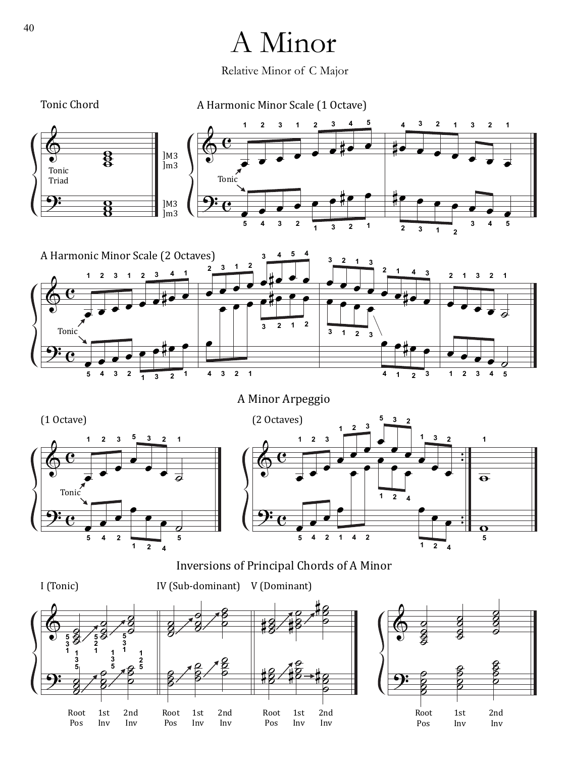# A Minor

Relative Minor of C Major

Tonic Chord

Tonic Triad

]M3
]m3

]M3
]m3

A Harmonic Minor Scale (1 Octave)

Tonic

A Harmonic Minor Scale (2 Octaves)

Tonic

## A Minor Arpeggio

(1 Octave)

Tonic

(2 Octaves)

## Inversions of Principal Chords of A Minor

I (Tonic) IV (Sub-dominant) V (Dominant)

Root Pos | 1st Inv | 2nd Inv | Root Pos | 1st Inv | 2nd Inv | Root Pos | 1st Inv | 2nd Inv | Root Pos | 1st Inv | 2nd Inv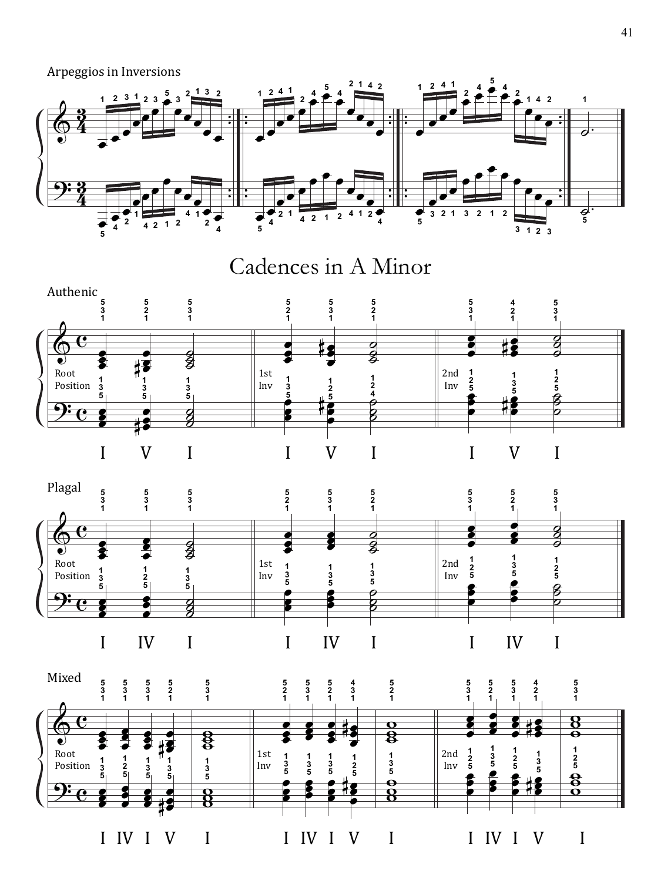Arpeggios in Inversions

# Cadences in A Minor

Authenic

Root Position

I V I

1st Inv

I V I

2nd Inv

I V I

Plagal

Root Position

I IV I

1st Inv

I IV I

2nd Inv

I IV I

Mixed

Root Position

I IV I V I

1st Inv

I IV I V I

2nd Inv

I IV I V I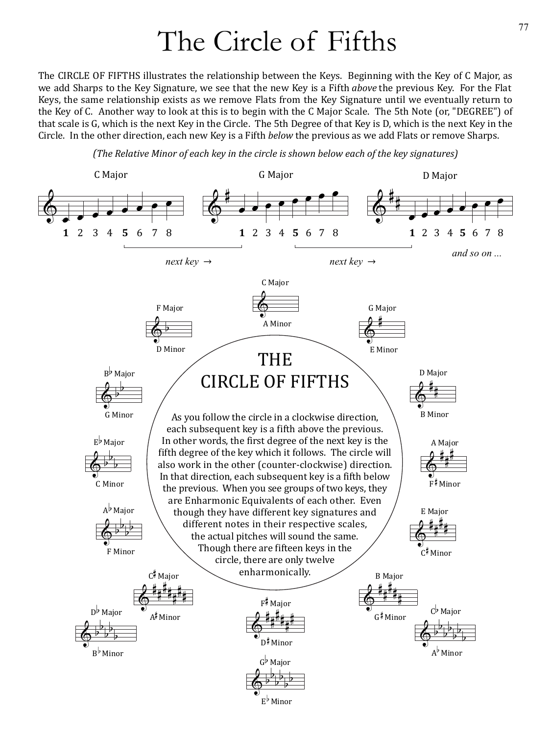# The Circle of Fifths

The CIRCLE OF FIFTHS illustrates the relationship between the Keys. Beginning with the Key of C Major, as we add Sharps to the Key Signature, we see that the new Key is a Fifth *above* the previous Key. For the Flat Keys, the same relationship exists as we remove Flats from the Key Signature until we eventually return to the Key of C. Another way to look at this is to begin with the C Major Scale. The 5th Note (or, "DEGREE") of that scale is G, which is the next Key in the Circle. The 5th Degree of that Key is D, which is the next Key in the Circle. In the other direction, each new Key is a Fifth *below* the previous as we add Flats or remove Sharps.

*(The Relative Minor of each key in the circle is shown below each of the key signatures)*

C Major

**1** 2 3 4 **5** 6 7 8

G Major

**1** 2 3 4 **5** 6 7 8

D Major

**1** 2 3 4 **5** 6 7 8

*next key →*

*next key →*

*and so on ...*

C Major
A Minor

G Major
E Minor

D Major
B Minor

A Major
F♯ Minor

E Major
C♯ Minor

B Major
G♯ Minor

C♭ Major
A♭ Minor

F♯ Major
D♯ Minor

G♭ Major
E♭ Minor

C♯ Major
A♯ Minor

D♭ Major
B♭ Minor

A♭ Major
F Minor

E♭ Major
C Minor

B♭ Major
G Minor

F Major
D Minor

## THE CIRCLE OF FIFTHS

As you follow the circle in a clockwise direction, each subsequent key is a fifth above the previous. In other words, the first degree of the next key is the fifth degree of the key which it follows. The circle will also work in the other (counter-clockwise) direction. In that direction, each subsequent key is a fifth below the previous. When you see groups of two keys, they are Enharmonic Equivalents of each other. Even though they have different key signatures and different notes in their respective scales, the actual pitches will sound the same. Though there are fifteen keys in the circle, there are only twelve enharmonically.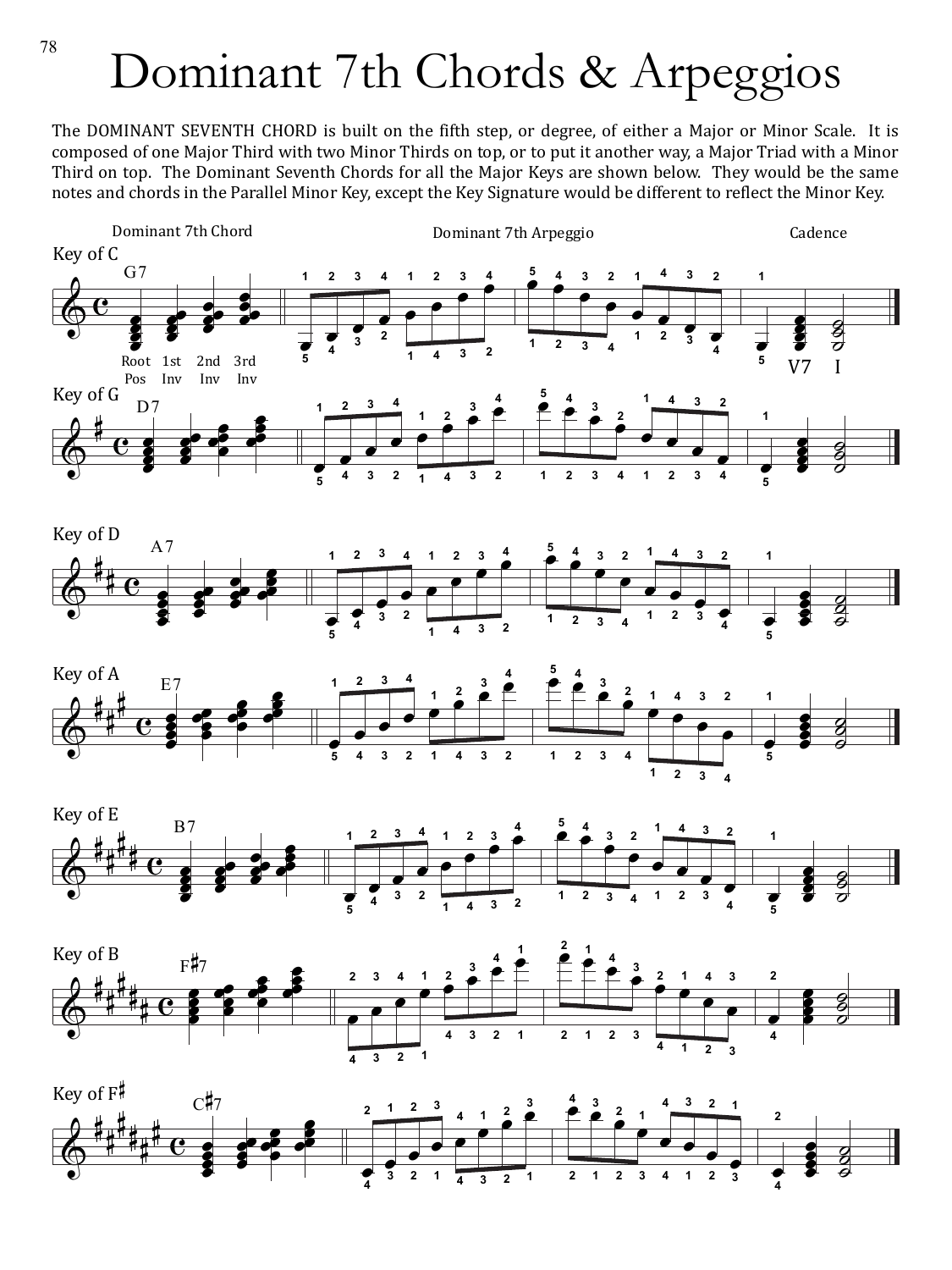# Dominant 7th Chords & Arpeggios

The DOMINANT SEVENTH CHORD is built on the fifth step, or degree, of either a Major or Minor Scale. It is composed of one Major Third with two Minor Thirds on top, or to put it another way, a Major Triad with a Minor Third on top. The Dominant Seventh Chords for all the Major Keys are shown below. They would be the same notes and chords in the Parallel Minor Key, except the Key Signature would be different to reflect the Minor Key.

Dominant 7th Chord

Dominant 7th Arpeggio

Cadence

Key of C

G7

Root Pos

1st Inv

2nd Inv

3rd Inv

V7 I

Key of G

D7

Key of D

A7

Key of A

E7

Key of E

B7

Key of B

F♯7

Key of F♯

C♯7